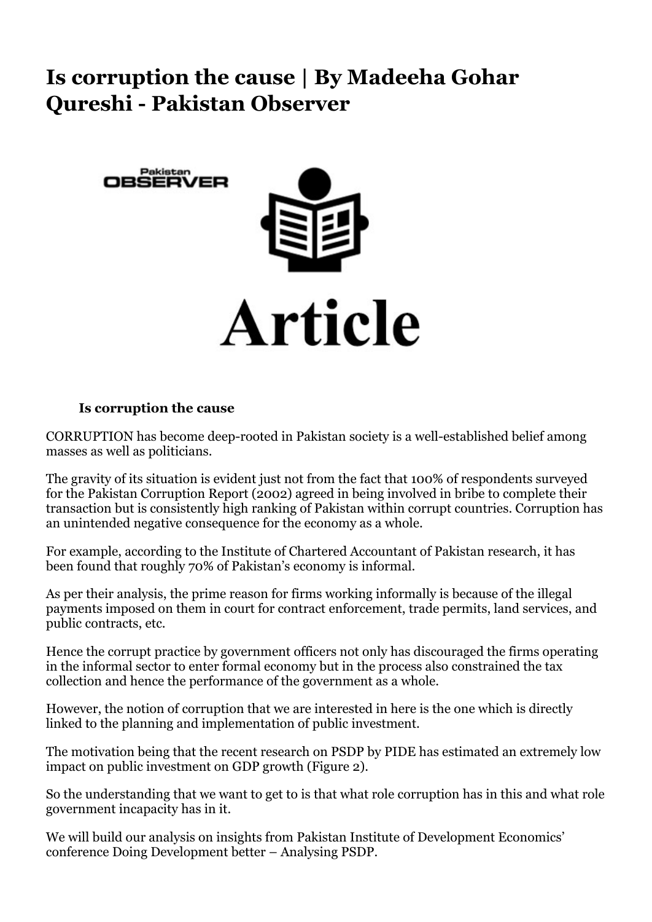# Is corruption the cause | By Madeeha Gohar Qureshi - Pakistan Observer

**Is corruption the cause**

CORRUPTION has become deep-rooted in Pakistan society is a well-established belief among masses as well as politicians.

The gravity of its situation is evident just not from the fact that 100% of respondents surveyed for the Pakistan Corruption Report (2002) agreed in being involved in bribe to complete their transaction but is consistently high ranking of Pakistan within corrupt countries. Corruption has an unintended negative consequence for the economy as a whole.

For example, according to the Institute of Chartered Accountant of Pakistan research, it has been found that roughly 70% of Pakistan's economy is informal.

As per their analysis, the prime reason for firms working informally is because of the illegal payments imposed on them in court for contract enforcement, trade permits, land services, and public contracts, etc.

Hence the corrupt practice by government officers not only has discouraged the firms operating in the informal sector to enter formal economy but in the process also constrained the tax collection and hence the performance of the government as a whole.

However, the notion of corruption that we are interested in here is the one which is directly linked to the planning and implementation of public investment.

The motivation being that the recent research on PSDP by PIDE has estimated an extremely low impact on public investment on GDP growth (Figure 2).

So the understanding that we want to get to is that what role corruption has in this and what role government incapacity has in it.

We will build our analysis on insights from Pakistan Institute of Development Economics' conference Doing Development better – Analysing PSDP.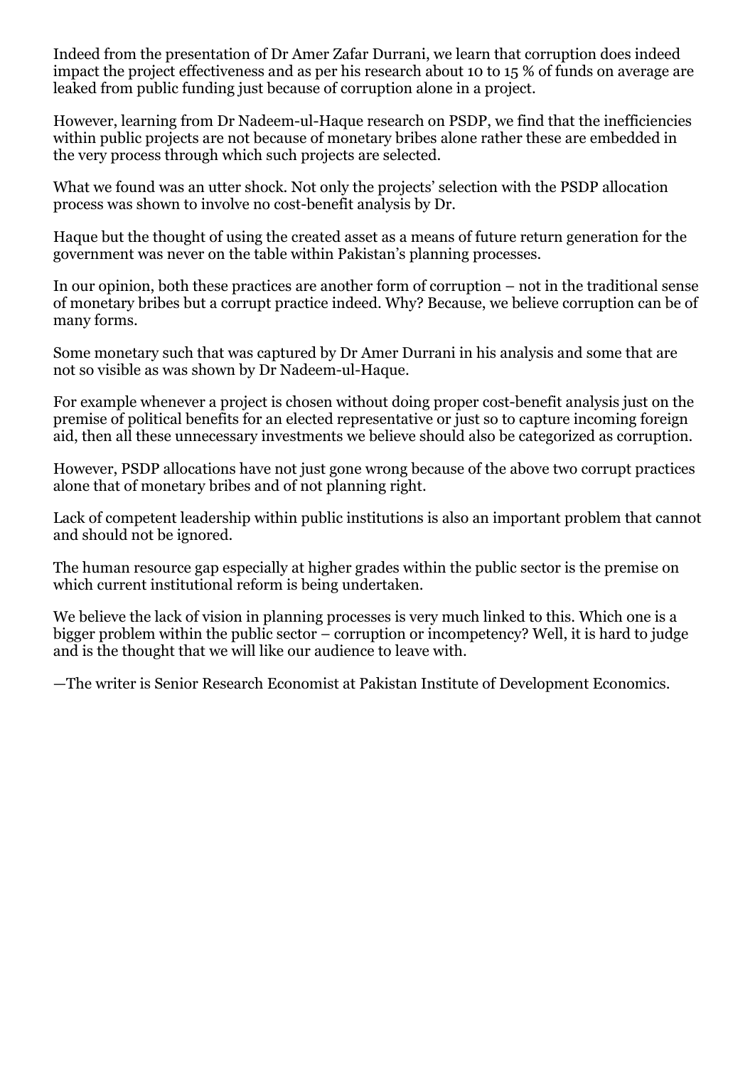Indeed from the presentation of Dr Amer Zafar Durrani, we learn that corruption does indeed impact the project effectiveness and as per his research about 10 to 15 % of funds on average are leaked from public funding just because of corruption alone in a project.

However, learning from Dr Nadeem-ul-Haque research on PSDP, we find that the inefficiencies within public projects are not because of monetary bribes alone rather these are embedded in the very process through which such projects are selected.

What we found was an utter shock. Not only the projects' selection with the PSDP allocation process was shown to involve no cost-benefit analysis by Dr.

Haque but the thought of using the created asset as a means of future return generation for the government was never on the table within Pakistan's planning processes.

In our opinion, both these practices are another form of corruption – not in the traditional sense of monetary bribes but a corrupt practice indeed. Why? Because, we believe corruption can be of many forms.

Some monetary such that was captured by Dr Amer Durrani in his analysis and some that are not so visible as was shown by Dr Nadeem-ul-Haque.

For example whenever a project is chosen without doing proper cost-benefit analysis just on the premise of political benefits for an elected representative or just so to capture incoming foreign aid, then all these unnecessary investments we believe should also be categorized as corruption.

However, PSDP allocations have not just gone wrong because of the above two corrupt practices alone that of monetary bribes and of not planning right.

Lack of competent leadership within public institutions is also an important problem that cannot and should not be ignored.

The human resource gap especially at higher grades within the public sector is the premise on which current institutional reform is being undertaken.

We believe the lack of vision in planning processes is very much linked to this. Which one is a bigger problem within the public sector – corruption or incompetency? Well, it is hard to judge and is the thought that we will like our audience to leave with.

—The writer is Senior Research Economist at Pakistan Institute of Development Economics.